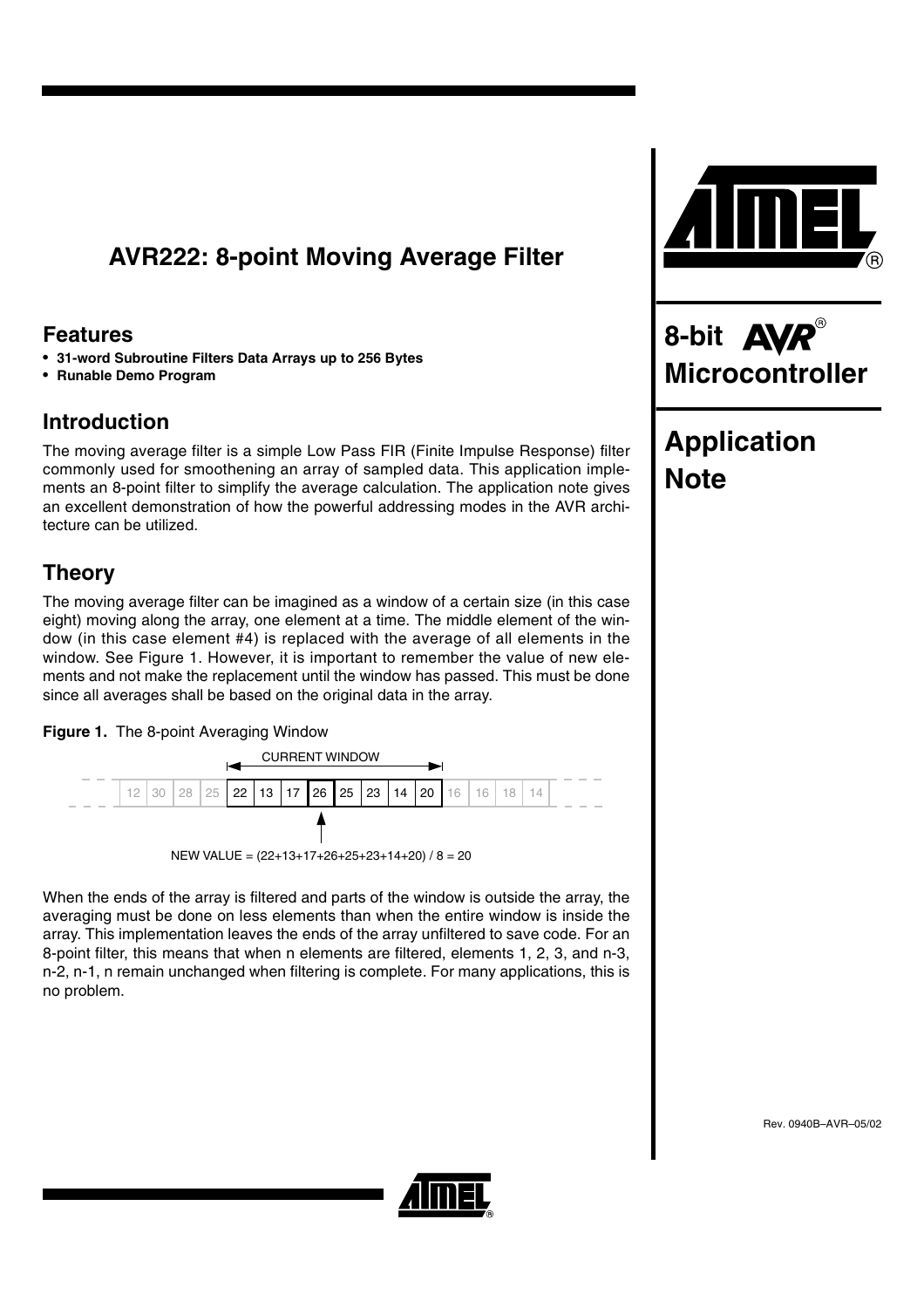# AVR222: 8-point Moving Average Filter

8-bit AVR® Microcontroller

Application Note

## Features

- **31-word Subroutine Filters Data Arrays up to 256 Bytes**
- **Runable Demo Program**

## Introduction

The moving average filter is a simple Low Pass FIR (Finite Impulse Response) filter commonly used for smoothening an array of sampled data. This application implements an 8-point filter to simplify the average calculation. The application note gives an excellent demonstration of how the powerful addressing modes in the AVR architecture can be utilized.

## Theory

The moving average filter can be imagined as a window of a certain size (in this case eight) moving along the array, one element at a time. The middle element of the window (in this case element #4) is replaced with the average of all elements in the window. See Figure 1. However, it is important to remember the value of new elements and not make the replacement until the window has passed. This must be done since all averages shall be based on the original data in the array.

**Figure 1.** The 8-point Averaging Window

CURRENT WINDOW

| 12 | 30 | 28 | 25 | 22 | 13 | 17 | 26 | 25 | 23 | 14 | 20 | 16 | 16 | 18 | 14 |
|---|---|---|---|---|---|---|---|---|---|---|---|---|---|---|---|

NEW VALUE = (22+13+17+26+25+23+14+20) / 8 = 20

When the ends of the array is filtered and parts of the window is outside the array, the averaging must be done on less elements than when the entire window is inside the array. This implementation leaves the ends of the array unfiltered to save code. For an 8-point filter, this means that when n elements are filtered, elements 1, 2, 3, and n-3, n-2, n-1, n remain unchanged when filtering is complete. For many applications, this is no problem.

Rev. 0940B–AVR–05/02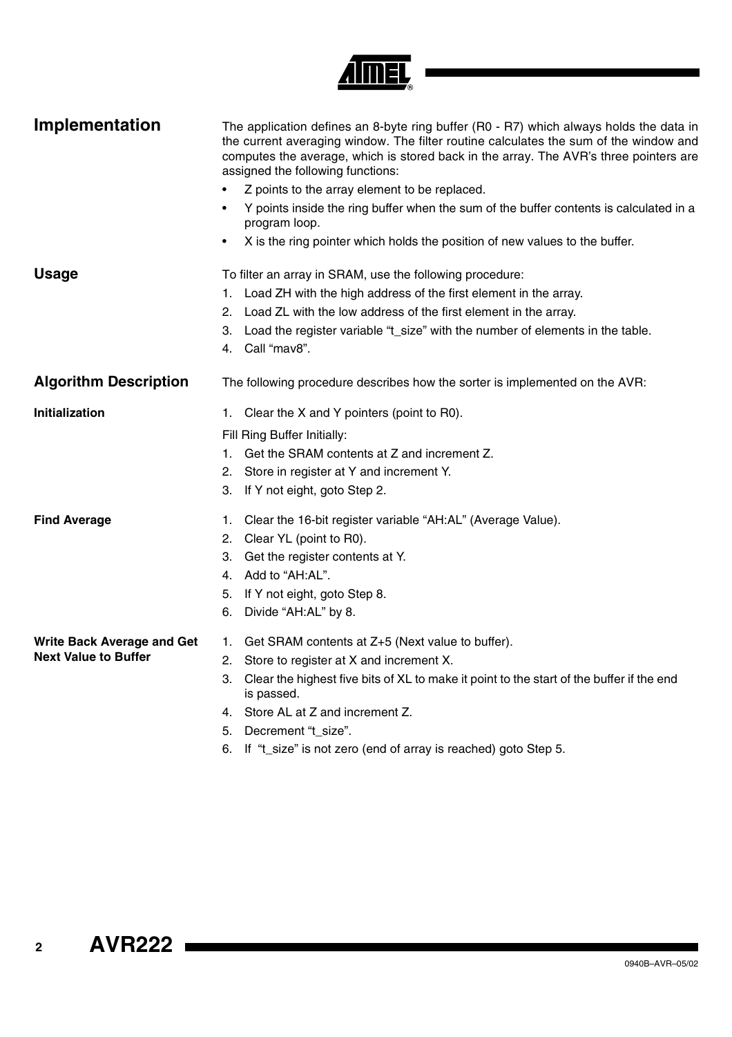## Implementation

The application defines an 8-byte ring buffer (R0 - R7) which always holds the data in the current averaging window. The filter routine calculates the sum of the window and computes the average, which is stored back in the array. The AVR's three pointers are assigned the following functions:

- Z points to the array element to be replaced.
- Y points inside the ring buffer when the sum of the buffer contents is calculated in a program loop.
- X is the ring pointer which holds the position of new values to the buffer.

## Usage

To filter an array in SRAM, use the following procedure:

1. Load ZH with the high address of the first element in the array.
2. Load ZL with the low address of the first element in the array.
3. Load the register variable "t_size" with the number of elements in the table.
4. Call "mav8".

## Algorithm Description

The following procedure describes how the sorter is implemented on the AVR:

### Initialization

1. Clear the X and Y pointers (point to R0).

Fill Ring Buffer Initially:

1. Get the SRAM contents at Z and increment Z.
2. Store in register at Y and increment Y.
3. If Y not eight, goto Step 2.

### Find Average

1. Clear the 16-bit register variable "AH:AL" (Average Value).
2. Clear YL (point to R0).
3. Get the register contents at Y.
4. Add to "AH:AL".
5. If Y not eight, goto Step 8.
6. Divide "AH:AL" by 8.

### Write Back Average and Get Next Value to Buffer

1. Get SRAM contents at Z+5 (Next value to buffer).
2. Store to register at X and increment X.
3. Clear the highest five bits of XL to make it point to the start of the buffer if the end is passed.
4. Store AL at Z and increment Z.
5. Decrement "t_size".
6. If "t_size" is not zero (end of array is reached) goto Step 5.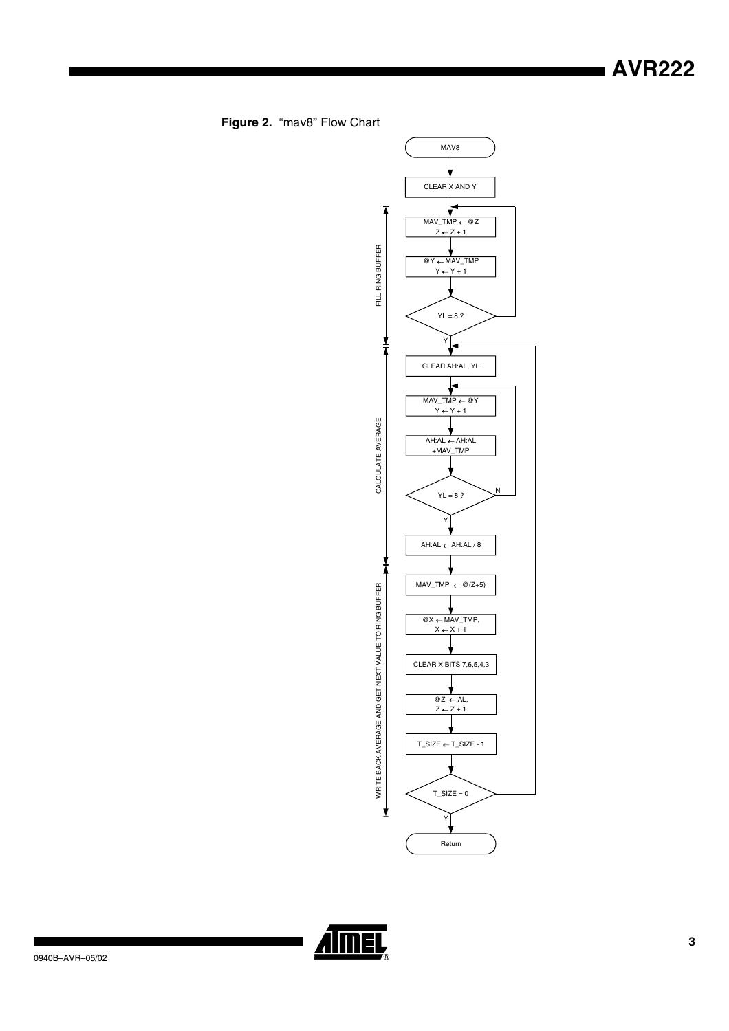**Figure 2.** "mav8" Flow Chart

MAV8

CLEAR X AND Y

FILL RING BUFFER

MAV_TMP ← @Z
Z ← Z + 1

@Y ← MAV_TMP
Y ← Y + 1

YL = 8 ?

Y

CALCULATE AVERAGE

CLEAR AH:AL, YL

MAV_TMP ← @Y
Y ← Y + 1

AH:AL ← AH:AL +MAV_TMP

YL = 8 ?

N

Y

AH:AL ← AH:AL / 8

WRITE BACK AVERAGE AND GET NEXT VALUE TO RING BUFFER

MAV_TMP ← @(Z+5)

@X ← MAV_TMP,
X ← X + 1

CLEAR X BITS 7,6,5,4,3

@Z ← AL,
Z ← Z + 1

T_SIZE ← T_SIZE - 1

T_SIZE = 0

Y

Return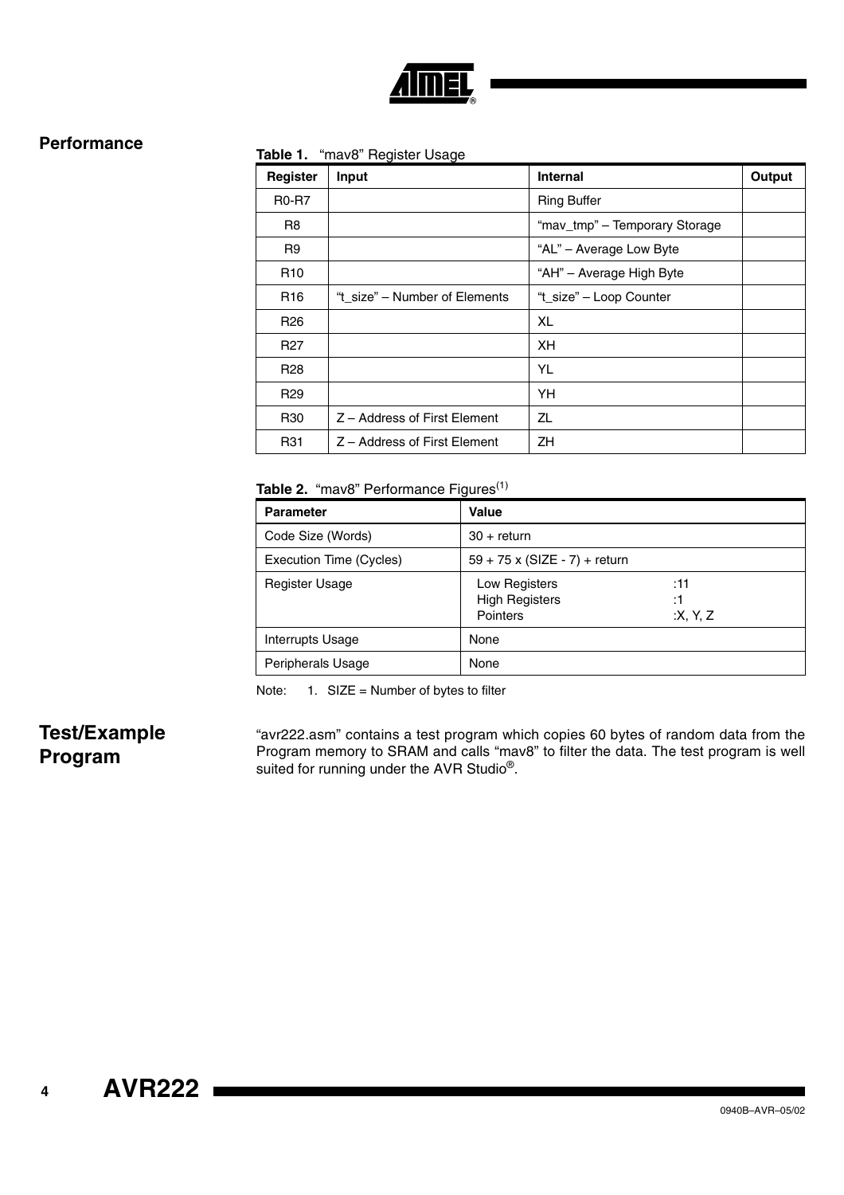## Performance

**Table 1.** "mav8" Register Usage

| Register | Input | Internal | Output |
|---|---|---|---|
| R0-R7 | | Ring Buffer | |
| R8 | | "mav_tmp" – Temporary Storage | |
| R9 | | "AL" – Average Low Byte | |
| R10 | | "AH" – Average High Byte | |
| R16 | "t_size" – Number of Elements | "t_size" – Loop Counter | |
| R26 | | XL | |
| R27 | | XH | |
| R28 | | YL | |
| R29 | | YH | |
| R30 | Z – Address of First Element | ZL | |
| R31 | Z – Address of First Element | ZH | |

**Table 2.** "mav8" Performance Figures[1]

| Parameter | Value |
|---|---|
| Code Size (Words) | 30 + return |
| Execution Time (Cycles) | 59 + 75 x (SIZE - 7) + return |
| Register Usage | Low Registers :11<br>High Registers :1<br>Pointers :X, Y, Z |
| Interrupts Usage | None |
| Peripherals Usage | None |

Note: 1. SIZE = Number of bytes to filter

## Test/Example Program

"avr222.asm" contains a test program which copies 60 bytes of random data from the Program memory to SRAM and calls "mav8" to filter the data. The test program is well suited for running under the AVR Studio®.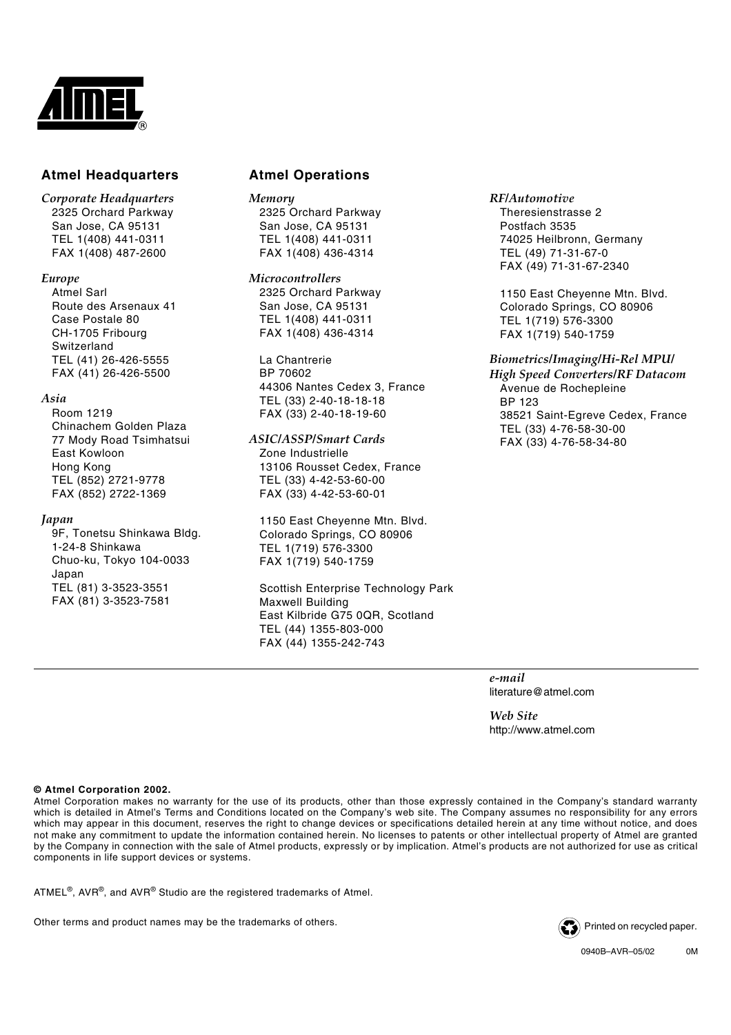## Atmel Headquarters

*Corporate Headquarters*
2325 Orchard Parkway
San Jose, CA 95131
TEL 1(408) 441-0311
FAX 1(408) 487-2600

*Europe*
Atmel Sarl
Route des Arsenaux 41
Case Postale 80
CH-1705 Fribourg
Switzerland
TEL (41) 26-426-5555
FAX (41) 26-426-5500

*Asia*
Room 1219
Chinachem Golden Plaza
77 Mody Road Tsimhatsui
East Kowloon
Hong Kong
TEL (852) 2721-9778
FAX (852) 2722-1369

*Japan*
9F, Tonetsu Shinkawa Bldg.
1-24-8 Shinkawa
Chuo-ku, Tokyo 104-0033
Japan
TEL (81) 3-3523-3551
FAX (81) 3-3523-7581

## Atmel Operations

*Memory*
2325 Orchard Parkway
San Jose, CA 95131
TEL 1(408) 441-0311
FAX 1(408) 436-4314

*Microcontrollers*
2325 Orchard Parkway
San Jose, CA 95131
TEL 1(408) 441-0311
FAX 1(408) 436-4314

La Chantrerie
BP 70602
44306 Nantes Cedex 3, France
TEL (33) 2-40-18-18-18
FAX (33) 2-40-18-19-60

*ASIC/ASSP/Smart Cards*
Zone Industrielle
13106 Rousset Cedex, France
TEL (33) 4-42-53-60-00
FAX (33) 4-42-53-60-01

1150 East Cheyenne Mtn. Blvd.
Colorado Springs, CO 80906
TEL 1(719) 576-3300
FAX 1(719) 540-1759

Scottish Enterprise Technology Park
Maxwell Building
East Kilbride G75 0QR, Scotland
TEL (44) 1355-803-000
FAX (44) 1355-242-743

*RF/Automotive*
Theresienstrasse 2
Postfach 3535
74025 Heilbronn, Germany
TEL (49) 71-31-67-0
FAX (49) 71-31-67-2340

1150 East Cheyenne Mtn. Blvd.
Colorado Springs, CO 80906
TEL 1(719) 576-3300
FAX 1(719) 540-1759

*Biometrics/Imaging/Hi-Rel MPU/*
*High Speed Converters/RF Datacom*
Avenue de Rochepleine
BP 123
38521 Saint-Egreve Cedex, France
TEL (33) 4-76-58-30-00
FAX (33) 4-76-58-34-80

*e-mail*
literature@atmel.com

*Web Site*
http://www.atmel.com

**© Atmel Corporation 2002.**
Atmel Corporation makes no warranty for the use of its products, other than those expressly contained in the Company's standard warranty which is detailed in Atmel's Terms and Conditions located on the Company's web site. The Company assumes no responsibility for any errors which may appear in this document, reserves the right to change devices or specifications detailed herein at any time without notice, and does not make any commitment to update the information contained herein. No licenses to patents or other intellectual property of Atmel are granted by the Company in connection with the sale of Atmel products, expressly or by implication. Atmel's products are not authorized for use as critical components in life support devices or systems.

ATMEL®, AVR®, and AVR® Studio are the registered trademarks of Atmel.

Other terms and product names may be the trademarks of others.

Printed on recycled paper.

0940B–AVR–05/02 0M